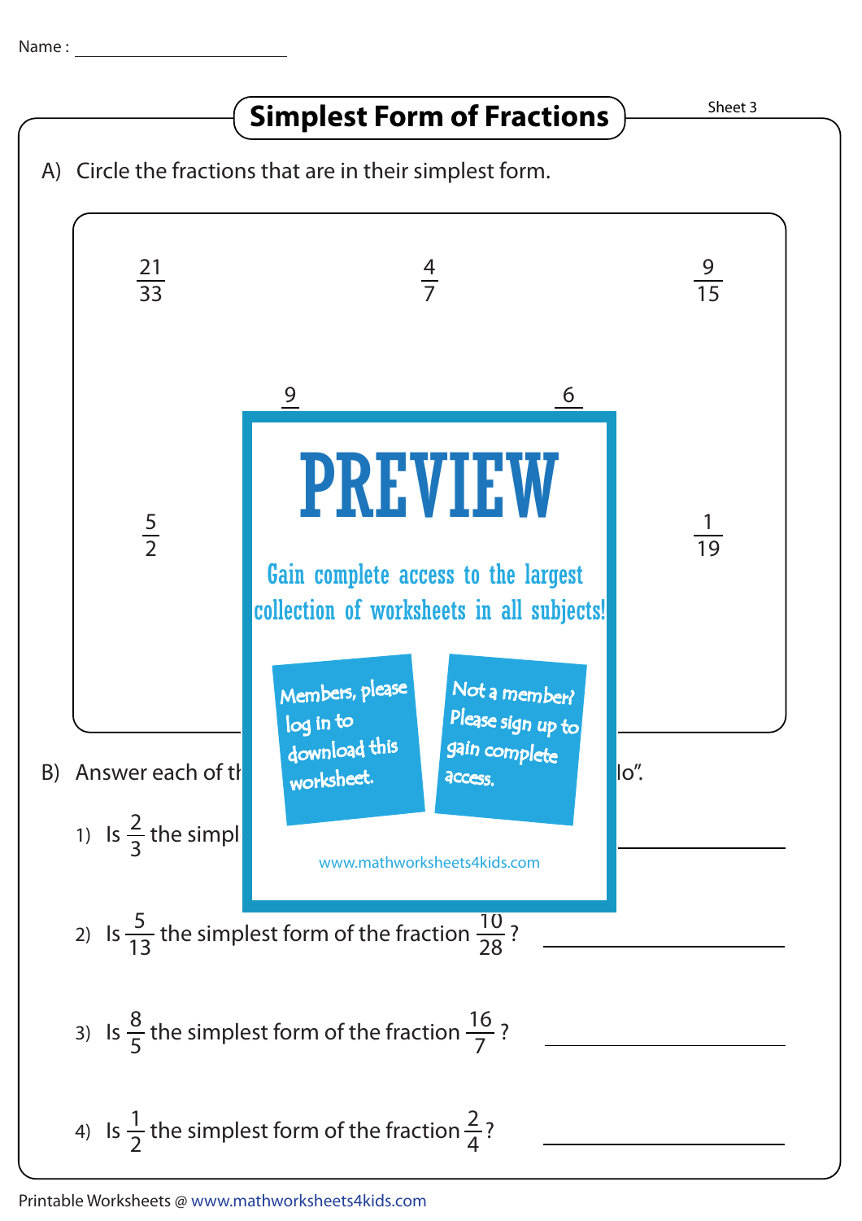Name : ______________________

# Simplest Form of Fractions

Sheet 3

A) Circle the fractions that are in their simplest form.

$\frac{21}{33}$ $\frac{4}{7}$ $\frac{9}{15}$

$\frac{9}{}$ $\frac{6}{}$

$\frac{5}{2}$ $\frac{1}{19}$

PREVIEW

Gain complete access to the largest collection of worksheets in all subjects!

Members, please log in to download this worksheet.

Not a member? Please sign up to gain complete access.

www.mathworksheets4kids.com

B) Answer each of th ... lo".

1) Is $\frac{2}{3}$ the simpl ... ______________

2) Is $\frac{5}{13}$ the simplest form of the fraction $\frac{10}{28}$? ______________

3) Is $\frac{8}{5}$ the simplest form of the fraction $\frac{16}{7}$? ______________

4) Is $\frac{1}{2}$ the simplest form of the fraction $\frac{2}{4}$? ______________

Printable Worksheets @ www.mathworksheets4kids.com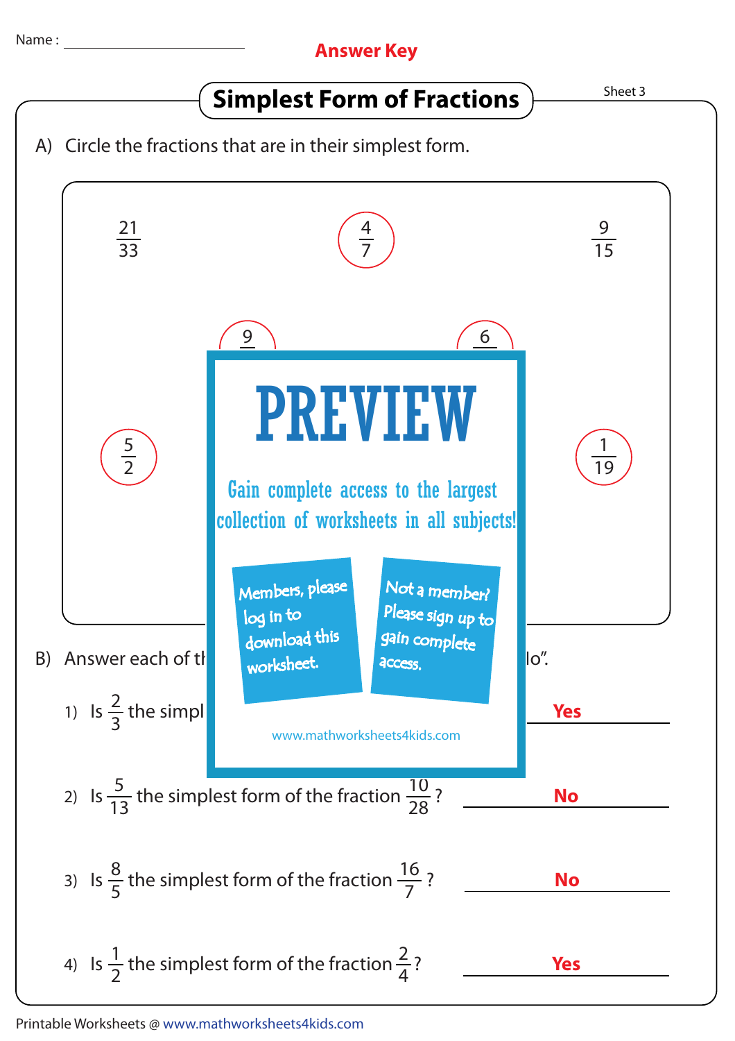Name : ____________________

**Answer Key**

# Simplest Form of Fractions

Sheet 3

A) Circle the fractions that are in their simplest form.

$\frac{21}{33}$ $\frac{4}{7}$ $\frac{9}{15}$

9 6

$\frac{5}{2}$ $\frac{1}{19}$

PREVIEW

Gain complete access to the largest collection of worksheets in all subjects!

Members, please log in to download this worksheet.

Not a member? Please sign up to gain complete access.

www.mathworksheets4kids.com

B) Answer each of th … lo".

1) Is $\frac{2}{3}$ the simpl… **Yes**

2) Is $\frac{5}{13}$ the simplest form of the fraction $\frac{10}{28}$? **No**

3) Is $\frac{8}{5}$ the simplest form of the fraction $\frac{16}{7}$? **No**

4) Is $\frac{1}{2}$ the simplest form of the fraction $\frac{2}{4}$? **Yes**

Printable Worksheets @ www.mathworksheets4kids.com